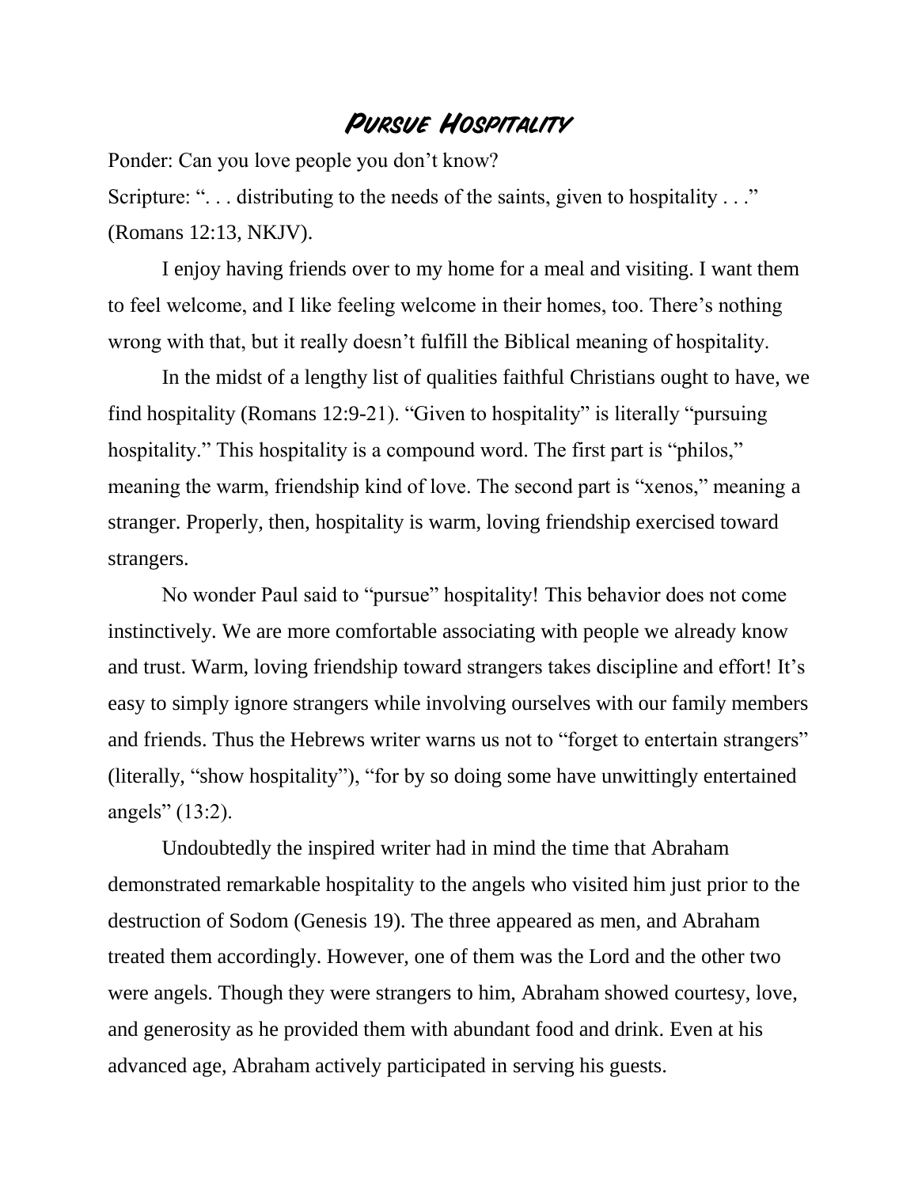# Pursue Hospitality

Ponder: Can you love people you don't know?

Scripture: ". . . distributing to the needs of the saints, given to hospitality . . ." (Romans 12:13, NKJV).

I enjoy having friends over to my home for a meal and visiting. I want them to feel welcome, and I like feeling welcome in their homes, too. There's nothing wrong with that, but it really doesn't fulfill the Biblical meaning of hospitality.

In the midst of a lengthy list of qualities faithful Christians ought to have, we find hospitality (Romans 12:9-21). "Given to hospitality" is literally "pursuing hospitality." This hospitality is a compound word. The first part is "philos," meaning the warm, friendship kind of love. The second part is "xenos," meaning a stranger. Properly, then, hospitality is warm, loving friendship exercised toward strangers.

No wonder Paul said to "pursue" hospitality! This behavior does not come instinctively. We are more comfortable associating with people we already know and trust. Warm, loving friendship toward strangers takes discipline and effort! It's easy to simply ignore strangers while involving ourselves with our family members and friends. Thus the Hebrews writer warns us not to "forget to entertain strangers" (literally, "show hospitality"), "for by so doing some have unwittingly entertained angels" (13:2).

Undoubtedly the inspired writer had in mind the time that Abraham demonstrated remarkable hospitality to the angels who visited him just prior to the destruction of Sodom (Genesis 19). The three appeared as men, and Abraham treated them accordingly. However, one of them was the Lord and the other two were angels. Though they were strangers to him, Abraham showed courtesy, love, and generosity as he provided them with abundant food and drink. Even at his advanced age, Abraham actively participated in serving his guests.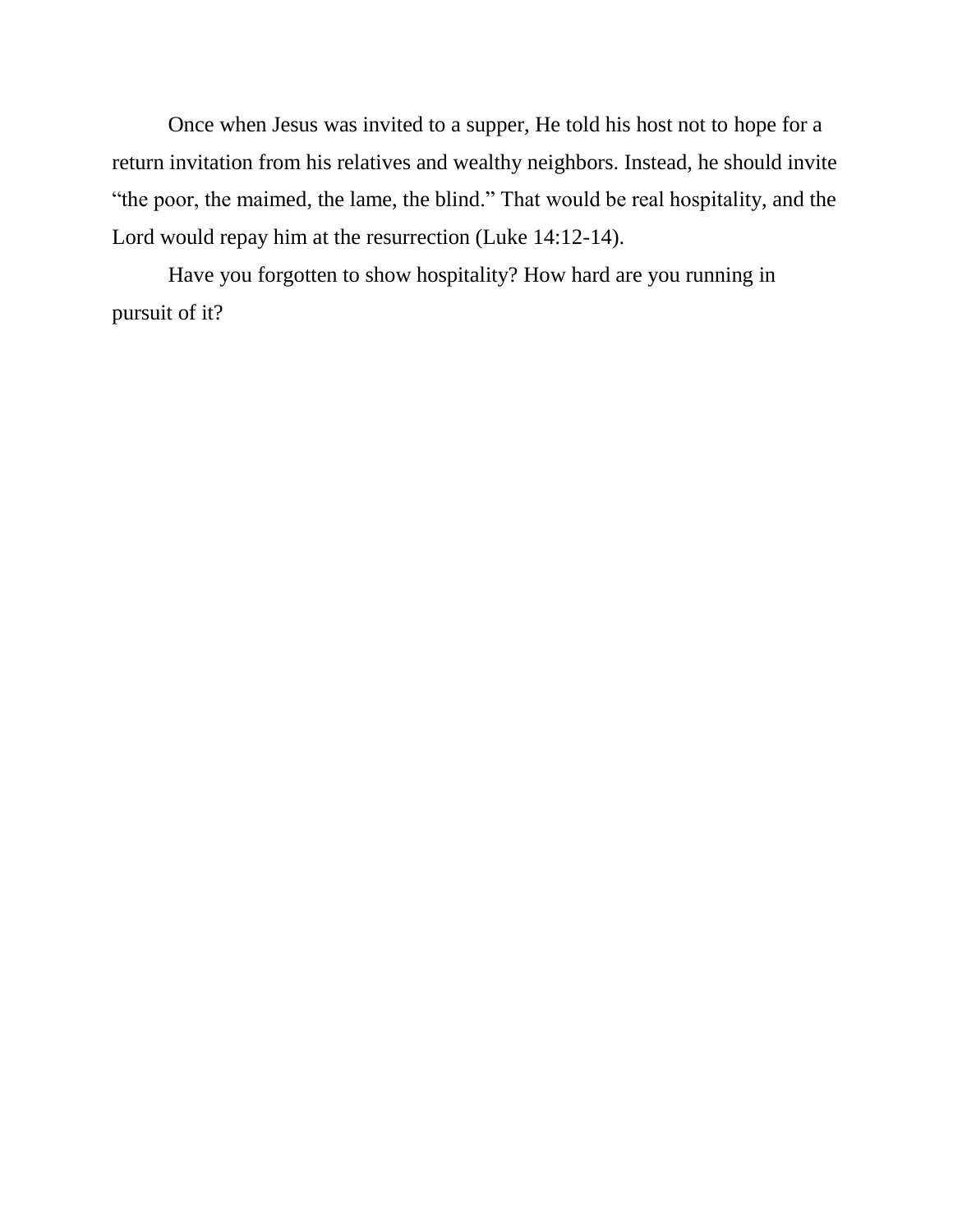Once when Jesus was invited to a supper, He told his host not to hope for a return invitation from his relatives and wealthy neighbors. Instead, he should invite "the poor, the maimed, the lame, the blind." That would be real hospitality, and the Lord would repay him at the resurrection (Luke 14:12-14).

Have you forgotten to show hospitality? How hard are you running in pursuit of it?